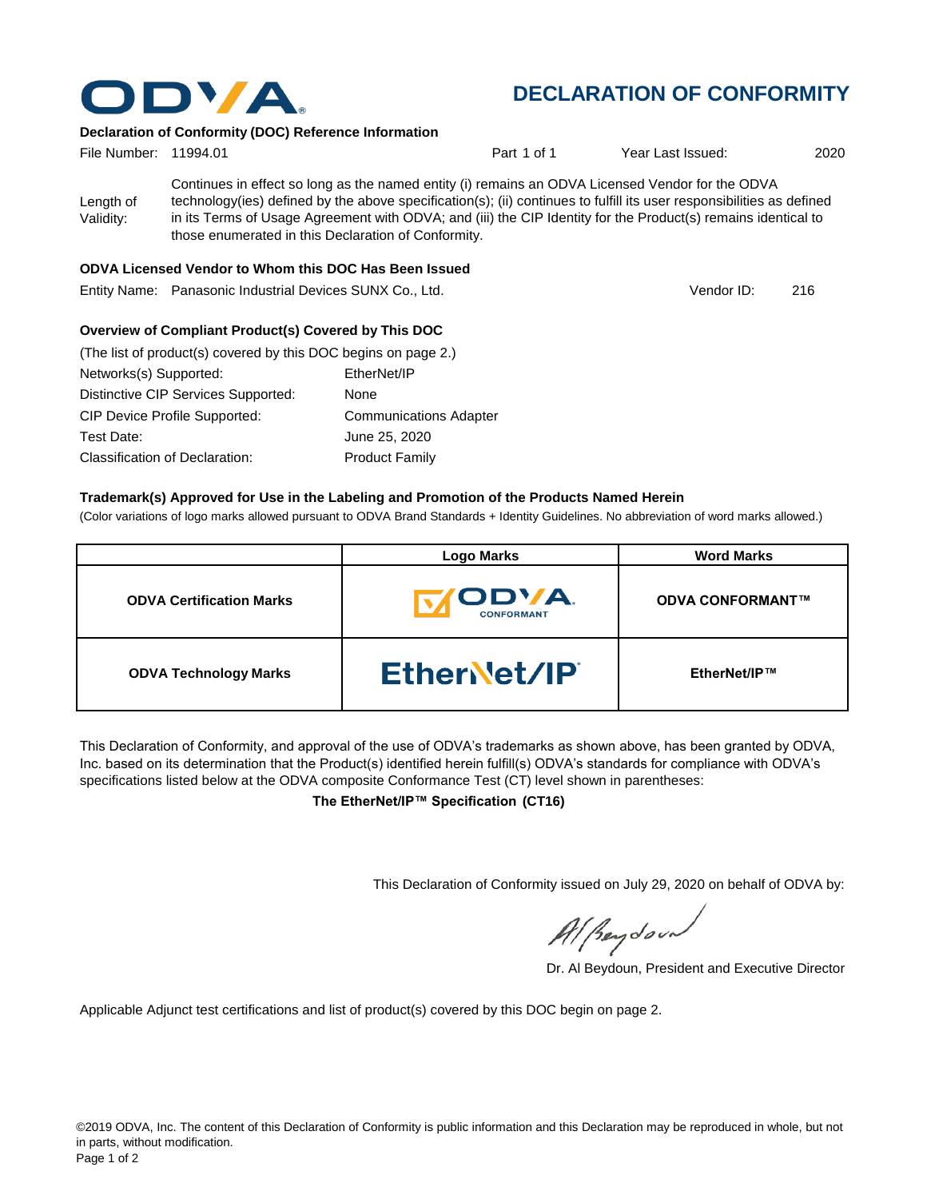# DECLARATION OF CONFORMITY

### Declaration of Conformity (DOC) Reference Information

File Number: 11994.01 | Part 1 of 1 | Year Last Issued: 2020

Length of Validity: Continues in effect so long as the named entity (i) remains an ODVA Licensed Vendor for the ODVA technology(ies) defined by the above specification(s); (ii) continues to fulfill its user responsibilities as defined in its Terms of Usage Agreement with ODVA; and (iii) the CIP Identity for the Product(s) remains identical to those enumerated in this Declaration of Conformity.

### ODVA Licensed Vendor to Whom this DOC Has Been Issued

Entity Name: Panasonic Industrial Devices SUNX Co., Ltd. | Vendor ID: 216

### Overview of Compliant Product(s) Covered by This DOC

(The list of product(s) covered by this DOC begins on page 2.)

Networks(s) Supported: EtherNet/IP

Distinctive CIP Services Supported: None

CIP Device Profile Supported: Communications Adapter

Test Date: June 25, 2020

Classification of Declaration: Product Family

### Trademark(s) Approved for Use in the Labeling and Promotion of the Products Named Herein

(Color variations of logo marks allowed pursuant to ODVA Brand Standards + Identity Guidelines. No abbreviation of word marks allowed.)

| | Logo Marks | Word Marks |
|---|---|---|
| **ODVA Certification Marks** | ODVA CONFORMANT | **ODVA CONFORMANT™** |
| **ODVA Technology Marks** | EtherNet/IP | **EtherNet/IP™** |

This Declaration of Conformity, and approval of the use of ODVA's trademarks as shown above, has been granted by ODVA, Inc. based on its determination that the Product(s) identified herein fulfill(s) ODVA's standards for compliance with ODVA's specifications listed below at the ODVA composite Conformance Test (CT) level shown in parentheses:

**The EtherNet/IP™ Specification (CT16)**

This Declaration of Conformity issued on July 29, 2020 on behalf of ODVA by:

Dr. Al Beydoun, President and Executive Director

Applicable Adjunct test certifications and list of product(s) covered by this DOC begin on page 2.

©2019 ODVA, Inc. The content of this Declaration of Conformity is public information and this Declaration may be reproduced in whole, but not in parts, without modification.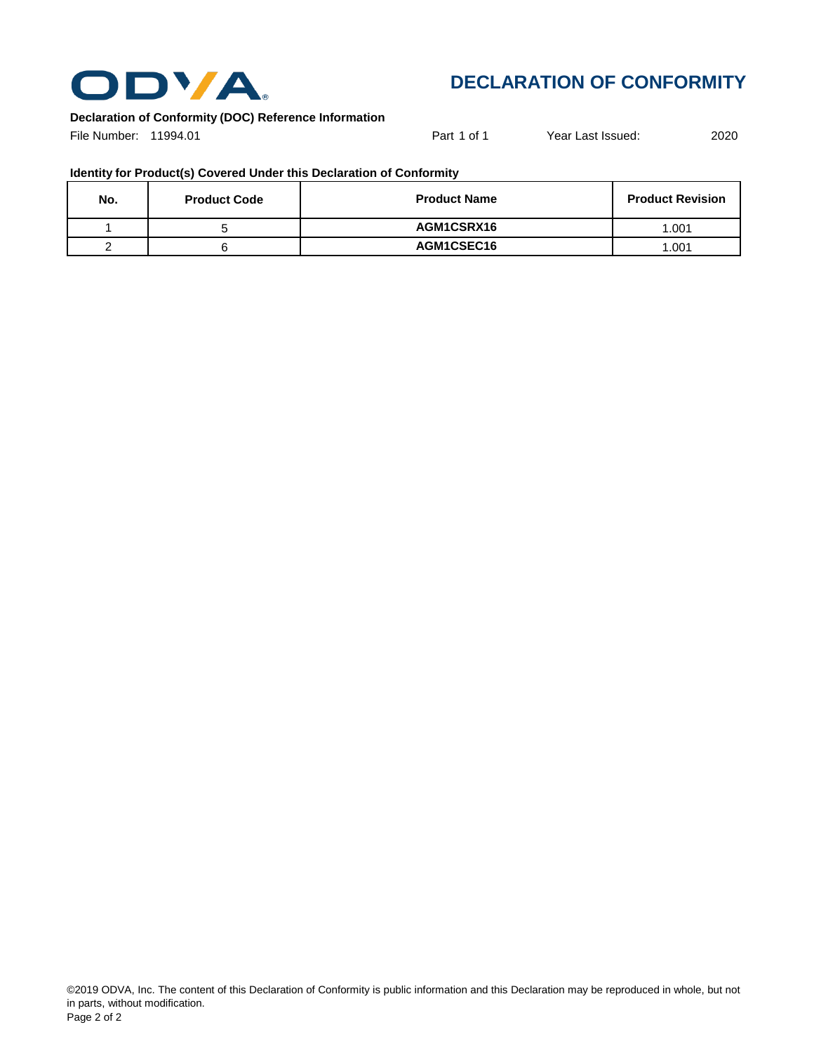# DECLARATION OF CONFORMITY

**Declaration of Conformity (DOC) Reference Information**

File Number: 11994.01 Part 1 of 1 Year Last Issued: 2020

**Identity for Product(s) Covered Under this Declaration of Conformity**

| No. | Product Code | Product Name | Product Revision |
|---|---|---|---|
| 1 | 5 | **AGM1CSRX16** | 1.001 |
| 2 | 6 | **AGM1CSEC16** | 1.001 |

©2019 ODVA, Inc. The content of this Declaration of Conformity is public information and this Declaration may be reproduced in whole, but not in parts, without modification.